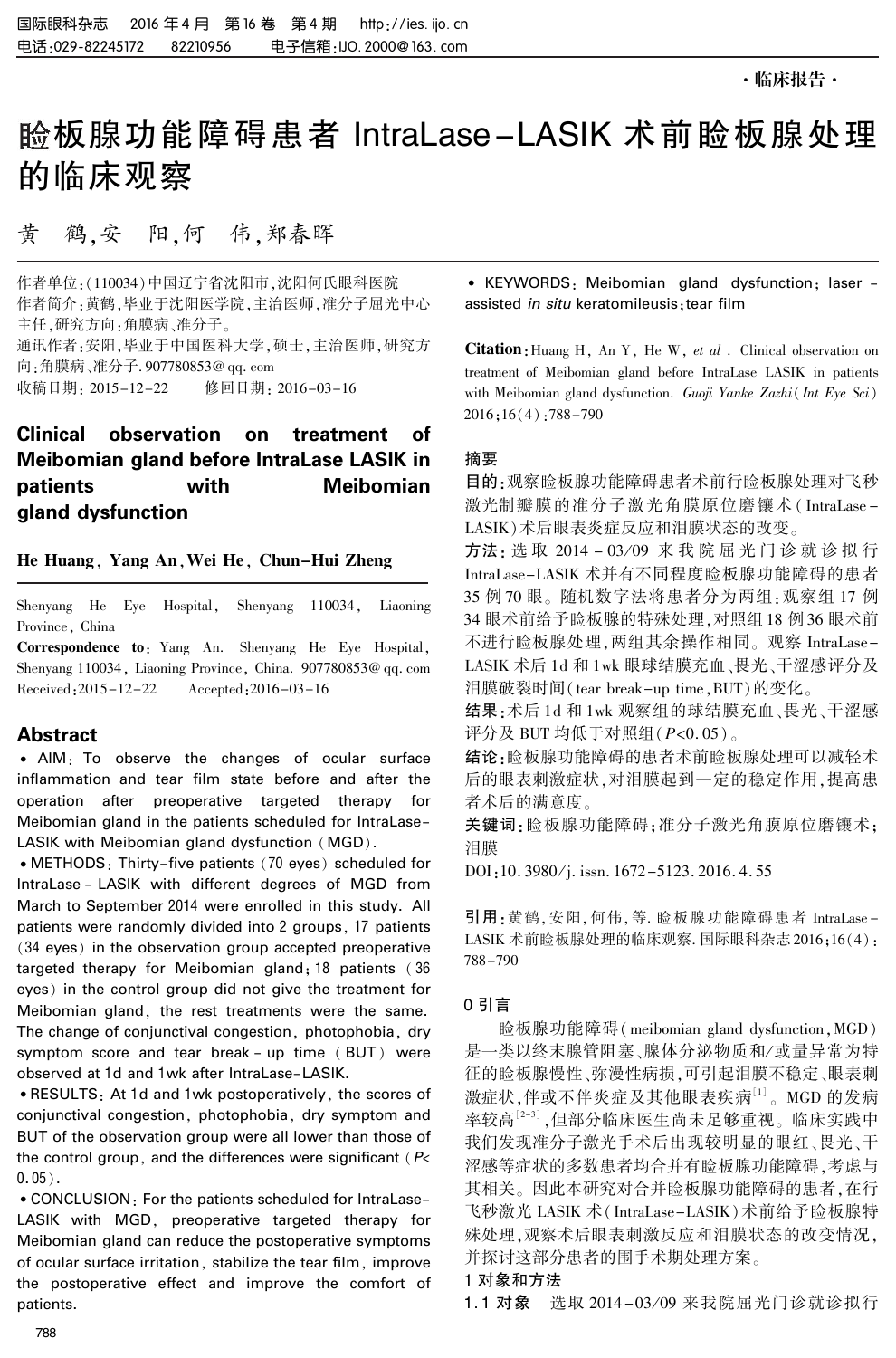·临床报告·

# 睑板腺功能障碍患者 IntraLase-LASIK 术前睑板腺处理的临床观察

黄　鹤,安　阳,何　伟,郑春晖

作者单位:(110034)中国辽宁省沈阳市,沈阳何氏眼科医院

作者简介:黄鹤,毕业于沈阳医学院,主治医师,准分子屈光中心主任,研究方向:角膜病、准分子。

通讯作者:安阳,毕业于中国医科大学,硕士,主治医师,研究方向:角膜病、准分子. 907780853@ qq. com

收稿日期: 2015-12-22　　修回日期: 2016-03-16

## Clinical observation on treatment of Meibomian gland before IntraLase LASIK in patients with Meibomian gland dysfunction

**He Huang, Yang An, Wei He, Chun-Hui Zheng**

Shenyang He Eye Hospital, Shenyang 110034, Liaoning Province, China

**Correspondence to**: Yang An. Shenyang He Eye Hospital, Shenyang 110034, Liaoning Province, China. 907780853@ qq. com

Received:2015-12-22　　Accepted:2016-03-16

## Abstract

• AIM: To observe the changes of ocular surface inflammation and tear film state before and after the operation after preoperative targeted therapy for Meibomian gland in the patients scheduled for IntraLase-LASIK with Meibomian gland dysfunction (MGD).

• METHODS: Thirty-five patients (70 eyes) scheduled for IntraLase-LASIK with different degrees of MGD from March to September 2014 were enrolled in this study. All patients were randomly divided into 2 groups, 17 patients (34 eyes) in the observation group accepted preoperative targeted therapy for Meibomian gland; 18 patients (36 eyes) in the control group did not give the treatment for Meibomian gland, the rest treatments were the same. The change of conjunctival congestion, photophobia, dry symptom score and tear break-up time (BUT) were observed at 1d and 1wk after IntraLase-LASIK.

• RESULTS: At 1d and 1wk postoperatively, the scores of conjunctival congestion, photophobia, dry symptom and BUT of the observation group were all lower than those of the control group, and the differences were significant ($P<0.05$).

• CONCLUSION: For the patients scheduled for IntraLase-LASIK with MGD, preoperative targeted therapy for Meibomian gland can reduce the postoperative symptoms of ocular surface irritation, stabilize the tear film, improve the postoperative effect and improve the comfort of patients.

• KEYWORDS: Meibomian gland dysfunction; laser-assisted *in situ* keratomileusis; tear film

**Citation**: Huang H, An Y, He W, *et al*. Clinical observation on treatment of Meibomian gland before IntraLase LASIK in patients with Meibomian gland dysfunction. *Guoji Yanke Zazhi*(*Int Eye Sci*) 2016;16(4):788-790

## 摘要

**目的**:观察睑板腺功能障碍患者术前行睑板腺处理对飞秒激光制瓣膜的准分子激光角膜原位磨镶术(IntraLase-LASIK)术后眼表炎症反应和泪膜状态的改变。

**方法**:选取 2014-03/09 来我院屈光门诊就诊拟行 IntraLase-LASIK 术并有不同程度睑板腺功能障碍的患者 35 例 70 眼。随机数字法将患者分为两组:观察组 17 例 34 眼术前给予睑板腺的特殊处理,对照组 18 例 36 眼术前不进行睑板腺处理,两组其余操作相同。观察 IntraLase-LASIK 术后 1d 和 1wk 眼球结膜充血、畏光、干涩感评分及泪膜破裂时间(tear break-up time,BUT)的变化。

**结果**:术后 1d 和 1wk 观察组的球结膜充血、畏光、干涩感评分及 BUT 均低于对照组($P<0.05$)。

**结论**:睑板腺功能障碍的患者术前睑板腺处理可以减轻术后的眼表刺激症状,对泪膜起到一定的稳定作用,提高患者术后的满意度。

**关键词**:睑板腺功能障碍;准分子激光角膜原位磨镶术;泪膜

DOI:10. 3980/j. issn. 1672-5123. 2016. 4. 55

**引用**:黄鹤,安阳,何伟,等. 睑板腺功能障碍患者 IntraLase-LASIK 术前睑板腺处理的临床观察. 国际眼科杂志 2016;16(4):788-790

## 0 引言

睑板腺功能障碍(meibomian gland dysfunction,MGD)是一类以终末腺管阻塞、腺体分泌物质和/或量异常为特征的睑板腺慢性、弥漫性病损,可引起泪膜不稳定、眼表刺激症状,伴或不伴炎症及其他眼表疾病[1]。MGD 的发病率较高[2-3],但部分临床医生尚未足够重视。临床实践中我们发现准分子激光手术后出现较明显的眼红、畏光、干涩感等症状的多数患者均合并有睑板腺功能障碍,考虑与其相关。因此本研究对合并睑板腺功能障碍的患者,在行飞秒激光 LASIK 术(IntraLase-LASIK)术前给予睑板腺特殊处理,观察术后眼表刺激反应和泪膜状态的改变情况,并探讨这部分患者的围手术期处理方案。

## 1 对象和方法

**1.1 对象**　选取 2014-03/09 来我院屈光门诊就诊拟行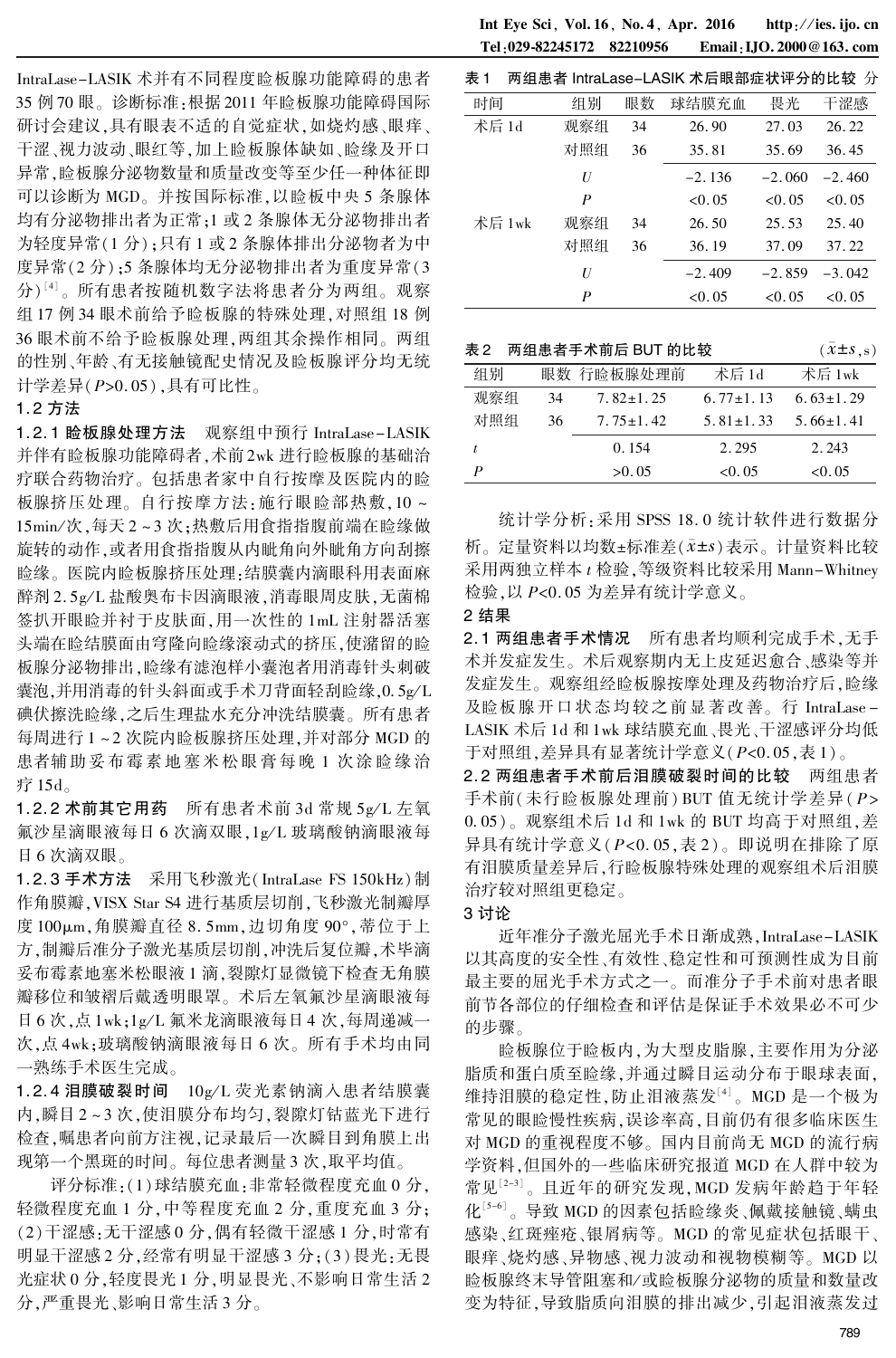IntraLase-LASIK 术并有不同程度睑板腺功能障碍的患者 35 例 70 眼。诊断标准：根据 2011 年睑板腺功能障碍国际研讨会建议，具有眼表不适的自觉症状，如烧灼感、眼痒、干涩、视力波动、眼红等，加上睑板腺体缺如、睑缘及开口异常，睑板腺分泌物数量和质量改变等至少任一种体征即可以诊断为 MGD。并按国际标准，以睑板中央 5 条腺体均有分泌物排出者为正常；1 或 2 条腺体无分泌物排出者为轻度异常（1 分）；只有 1 或 2 条腺体排出分泌物者为中度异常（2 分）；5 条腺体均无分泌物排出者为重度异常（3 分）[4]。所有患者按随机数字法将患者分为两组。观察组 17 例 34 眼术前给予睑板腺的特殊处理，对照组 18 例 36 眼术前不给予睑板腺处理，两组其余操作相同。两组的性别、年龄、有无接触镜配戴史情况及睑板腺评分均无统计学差异（$P>0.05$），具有可比性。

## 1.2 方法

**1.2.1 睑板腺处理方法** 观察组中预行 IntraLase-LASIK 并伴有睑板腺功能障碍者，术前 2wk 进行睑板腺的基础治疗联合药物治疗。包括患者家中自行按摩及医院内的睑板腺挤压处理。自行按摩方法：施行眼睑部热敷，10～15min/次，每天 2～3 次；热敷后用食指指腹前端在睑缘做旋转的动作，或者用食指指腹从内眦角向外眦角方向刮擦睑缘。医院内睑板腺挤压处理：结膜囊内滴眼科用表面麻醉剂 2.5g/L 盐酸奥布卡因滴眼液，消毒眼周皮肤，无菌棉签扒开眼睑并衬于皮肤面，用一次性的 1mL 注射器活塞头端在睑结膜面由穹隆向睑缘滚动式的挤压，使潴留的睑板腺分泌物排出，睑缘有油泡样小囊泡者用消毒针头刺破囊泡，并用消毒的针头斜面或手术刀背面轻刮睑缘，0.5g/L 碘伏擦洗睑缘，之后生理盐水充分冲洗结膜囊。所有患者每周进行 1～2 次院内睑板腺挤压处理，并对部分 MGD 的患者辅助妥布霉素地塞米松眼膏每晚 1 次涂睑缘治疗 15d。

**1.2.2 术前其它用药** 所有患者术前 3d 常规 5g/L 左氧氟沙星滴眼液每日 6 次滴双眼，1g/L 玻璃酸钠滴眼液每日 6 次滴双眼。

**1.2.3 手术方法** 采用飞秒激光（IntraLase FS 150kHz）制作角膜瓣，VISX Star S4 进行基质层切削，飞秒激光制瓣厚度 100μm，角膜瓣直径 8.5mm，边切角度 90°，蒂位于上方，制瓣后准分子激光基质层切削，冲洗后复位瓣，术毕滴妥布霉素地塞米松眼液 1 滴，裂隙灯显微镜下检查无角膜瓣移位和皱褶后戴透明眼罩。术后左氧氟沙星滴眼液每日 6 次，点 1wk；1g/L 氟米龙滴眼液每日 4 次，每周递减一次，点 4wk；玻璃酸钠滴眼液每日 6 次。所有手术均由同一熟练手术医生完成。

**1.2.4 泪膜破裂时间** 10g/L 荧光素钠滴入患者结膜囊内，瞬目 2～3 次，使泪膜分布均匀，裂隙灯钴蓝光下进行检查，嘱患者向前方注视，记录最后一次瞬目到角膜上出现第一个黑斑的时间。每位患者测量 3 次，取平均值。

评分标准：（1）球结膜充血：非常轻微程度充血 0 分，轻微程度充血 1 分，中等程度充血 2 分，重度充血 3 分；（2）干涩感：无干涩感 0 分，偶有轻微干涩感 1 分，时常有明显干涩感 2 分，经常有明显干涩感 3 分；（3）畏光：无畏光症状 0 分，轻度畏光 1 分，明显畏光、不影响日常生活 2 分，严重畏光、影响日常生活 3 分。

表 1 两组患者 IntraLase-LASIK 术后眼部症状评分的比较 分

| 时间 | 组别 | 眼数 | 球结膜充血 | 畏光 | 干涩感 |
|---|---|---|---|---|---|
| 术后 1d | 观察组 | 34 | 26.90 | 27.03 | 26.22 |
| | 对照组 | 36 | 35.81 | 35.69 | 36.45 |
| | $U$ | | -2.136 | -2.060 | -2.460 |
| | $P$ | | <0.05 | <0.05 | <0.05 |
| 术后 1wk | 观察组 | 34 | 26.50 | 25.53 | 25.40 |
| | 对照组 | 36 | 36.19 | 37.09 | 37.22 |
| | $U$ | | -2.409 | -2.859 | -3.042 |
| | $P$ | | <0.05 | <0.05 | <0.05 |

表 2 两组患者手术前后 BUT 的比较 （$\bar{x}\pm s$，s）

| 组别 | 眼数 | 行睑板腺处理前 | 术后 1d | 术后 1wk |
|---|---|---|---|---|
| 观察组 | 34 | 7.82±1.25 | 6.77±1.13 | 6.63±1.29 |
| 对照组 | 36 | 7.75±1.42 | 5.81±1.33 | 5.66±1.41 |
| $t$ | | 0.154 | 2.295 | 2.243 |
| $P$ | | >0.05 | <0.05 | <0.05 |

统计学分析：采用 SPSS 18.0 统计软件进行数据分析。定量资料以均数±标准差（$\bar{x}\pm s$）表示。计量资料比较采用两独立样本 $t$ 检验，等级资料比较采用 Mann-Whitney 检验，以 $P<0.05$ 为差异有统计学意义。

# 2 结果

**2.1 两组患者手术情况** 所有患者均顺利完成手术，无手术并发症发生。术后观察期内无上皮延迟愈合、感染等并发症发生。观察组经睑板腺按摩处理及药物治疗后，睑缘及睑板腺开口状态均较之前显著改善。行 IntraLase-LASIK 术后 1d 和 1wk 球结膜充血、畏光、干涩感评分均低于对照组，差异具有显著统计学意义（$P<0.05$，表 1）。

**2.2 两组患者手术前后泪膜破裂时间的比较** 两组患者手术前（未行睑板腺处理前）BUT 值无统计学差异（$P>0.05$）。观察组术后 1d 和 1wk 的 BUT 均高于对照组，差异具有统计学意义（$P<0.05$，表 2）。即说明在排除了原有泪膜质量差异后，行睑板腺特殊处理的观察组术后泪膜治疗较对照组更稳定。

# 3 讨论

近年准分子激光屈光手术日渐成熟，IntraLase-LASIK 以其高度的安全性、有效性、稳定性和可预测性成为目前最主要的屈光手术方式之一。而准分子手术前对患者眼前节各部位的仔细检查和评估是保证手术效果必不可少的步骤。

睑板腺位于睑板内，为大型皮脂腺，主要作用为分泌脂质和蛋白质至睑缘，并通过瞬目运动分布于眼球表面，维持泪膜的稳定性，防止泪液蒸发[4]。MGD 是一个极为常见的眼睑慢性疾病，误诊率高，目前仍有很多临床医生对 MGD 的重视程度不够。国内目前尚无 MGD 的流行病学资料，但国外的一些临床研究报道 MGD 在人群中较为常见[2-3]。且近年的研究发现，MGD 发病年龄趋于年轻化[5-6]。导致 MGD 的因素包括睑缘炎、佩戴接触镜、螨虫感染、红斑痤疮、银屑病等。MGD 的常见症状包括眼干、眼痒、烧灼感、异物感、视力波动和视物模糊等。MGD 以睑板腺终末导管阻塞和/或睑板腺分泌物的质量和数量改变为特征，导致脂质向泪膜的排出减少，引起泪液蒸发过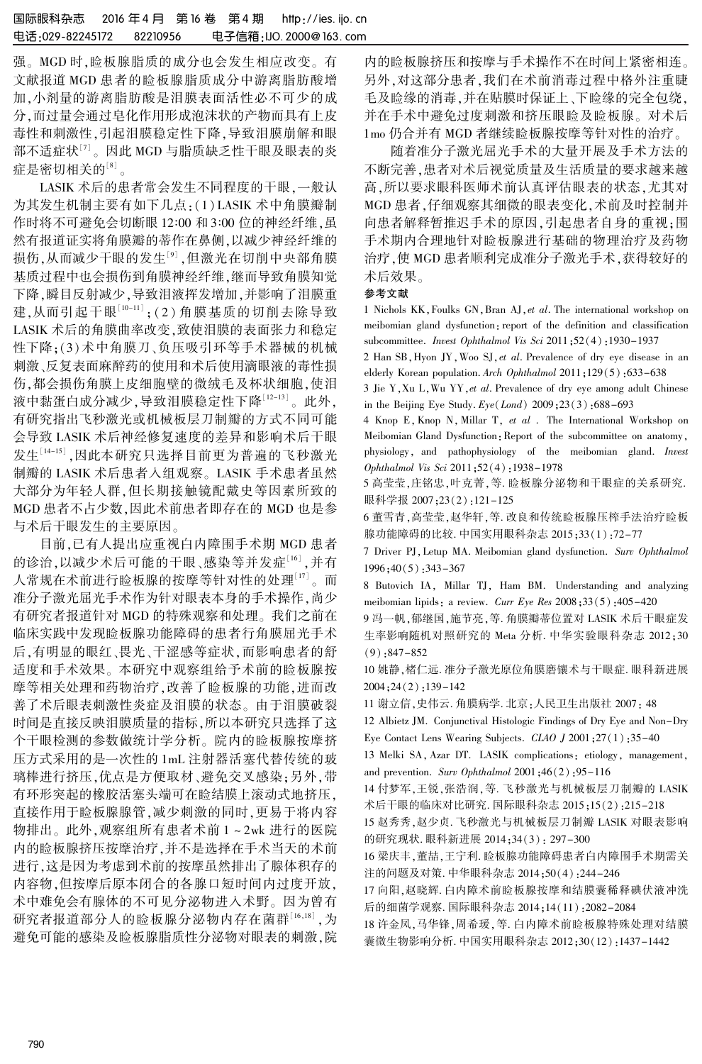强。MGD 时,睑板腺脂质的成分也会发生相应改变。有文献报道 MGD 患者的睑板腺脂质成分中游离脂肪酸增加,小剂量的游离脂肪酸是泪膜表面活性必不可少的成分,而过量会通过皂化作用形成泡沫状的产物而具有上皮毒性和刺激性,引起泪膜稳定性下降,导致泪膜崩解和眼部不适症状[7]。因此 MGD 与脂质缺乏性干眼及眼表的炎症是密切相关的[8]。

LASIK 术后的患者常会发生不同程度的干眼,一般认为其发生机制主要有如下几点:(1)LASIK 术中角膜瓣制作时将不可避免会切断眼 12:00 和 3:00 位的神经纤维,虽然有报道证实将角膜瓣的蒂作在鼻侧,以减少神经纤维的损伤,从而减少干眼的发生[9],但激光在切削中央部角膜基质过程中也会损伤到角膜神经纤维,继而导致角膜知觉下降,瞬目反射减少,导致泪液挥发增加,并影响了泪膜重建,从而引起干眼[10-11];(2)角膜基质的切削去除导致 LASIK 术后的角膜曲率改变,致使泪膜的表面张力和稳定性下降;(3)术中角膜刀、负压吸引环等手术器械的机械刺激、反复表面麻醉药的使用和术后使用滴眼液的毒性损伤,都会损伤角膜上皮细胞壁的微绒毛及杯状细胞,使泪液中黏蛋白成分减少,导致泪膜稳定性下降[12-13]。此外,有研究指出飞秒激光或机械板层刀制瓣的方式不同可能会导致 LASIK 术后神经修复速度的差异和影响术后干眼发生[14-15],因此本研究只选择目前更为普遍的飞秒激光制瓣的 LASIK 术后患者入组观察。LASIK 手术患者虽然大部分为年轻人群,但长期接触镜配戴史等因素所致的 MGD 患者不占少数,因此术前患者即存在的 MGD 也是参与术后干眼发生的主要原因。

目前,已有人提出应重视白内障围手术期 MGD 患者的诊治,以减少术后可能的干眼、感染等并发症[16],并有人常规在术前进行睑板腺的按摩等针对性的处理[17]。而准分子激光屈光手术作为针对眼表本身的手术操作,尚少有研究者报道针对 MGD 的特殊观察和处理。我们之前在临床实践中发现睑板腺功能障碍的患者行角膜屈光手术后,有明显的眼红、畏光、干涩感等症状,而影响患者的舒适度和手术效果。本研究中观察组给予术前的睑板腺按摩等相关处理和药物治疗,改善了睑板腺的功能,进而改善了术后眼表刺激性炎症及泪膜的状态。由于泪膜破裂时间是直接反映泪膜质量的指标,所以本研究只选择了这个干眼检测的参数做统计学分析。院内的睑板腺按摩挤压方式采用的是一次性的 1mL 注射器活塞代替传统的玻璃棒进行挤压,优点是方便取材、避免交叉感染;另外,带有环形突起的橡胶活塞头端可在睑结膜上滚动式地挤压,直接作用于睑板腺腺管,减少刺激的同时,更易于将内容物排出。此外,观察组所有患者术前 1~2wk 进行的医院内的睑板腺挤压按摩治疗,并不是选择在手术当天的术前进行,这是因为考虑到术前的按摩虽然排出了腺体积存的内容物,但按摩后原本闭合的各腺口短时间内过度开放,术中难免会有腺体的不可见分泌物进入术野。因为曾有研究者报道部分人的睑板腺分泌物内存在菌群[16,18],为避免可能的感染及睑板腺脂质性分泌物对眼表的刺激,院内的睑板腺挤压和按摩与手术操作不在时间上紧密相连。另外,对这部分患者,我们在术前消毒过程中格外注重睫毛及睑缘的消毒,并在贴膜时保证上、下睑缘的完全包绕,并在手术中避免过度刺激和挤压眼睑及睑板腺。对术后 1mo 仍合并有 MGD 者继续睑板腺按摩等针对性的治疗。

随着准分子激光屈光手术的大量开展及手术方法的不断完善,患者对术后视觉质量及生活质量的要求越来越高,所以要求眼科医师术前认真评估眼表的状态,尤其对 MGD 患者,仔细观察其细微的眼表变化,术前及时控制并向患者解释暂推迟手术的原因,引起患者自身的重视;围手术期内合理地针对睑板腺进行基础的物理治疗及药物治疗,使 MGD 患者顺利完成准分子激光手术,获得较好的术后效果。

**参考文献**

1 Nichols KK, Foulks GN, Bran AJ, *et al*. The international workshop on meibomian gland dysfunction: report of the definition and classification subcommittee. *Invest Ophthalmol Vis Sci* 2011;52(4):1930-1937

2 Han SB, Hyon JY, Woo SJ, *et al*. Prevalence of dry eye disease in an elderly Korean population. *Arch Ophthalmol* 2011;129(5):633-638

3 Jie Y, Xu L, Wu YY, *et al*. Prevalence of dry eye among adult Chinese in the Beijing Eye Study. *Eye* (*Lond*) 2009;23(3):688-693

4 Knop E, Knop N, Millar T, *et al*. The International Workshop on Meibomian Gland Dysfunction: Report of the subcommittee on anatomy, physiology, and pathophysiology of the meibomian gland. *Invest Ophthalmol Vis Sci* 2011;52(4):1938-1978

5 高莹莹,庄铭忠,叶克菁,等. 睑板腺分泌物和干眼症的关系研究. 眼科学报 2007;23(2):121-125

6 董雪青,高莹莹,赵华轩,等. 改良和传统睑板腺压榨手法治疗睑板腺功能障碍的比较. 中国实用眼科杂志 2015;33(1):72-77

7 Driver PJ, Letup MA. Meibomian gland dysfunction. *Surv Ophthalmol* 1996;40(5):343-367

8 Butovich IA, Millar TJ, Ham BM. Understanding and analyzing meibomian lipids: a review. *Curr Eye Res* 2008;33(5):405-420

9 冯一帆,郁继国,施节亮,等. 角膜瓣蒂位置对 LASIK 术后干眼症发生率影响随机对照研究的 Meta 分析. 中华实验眼科杂志 2012;30(9):847-852

10 姚静,褚仁远. 准分子激光原位角膜磨镶术与干眼症. 眼科新进展 2004;24(2):139-142

11 谢立信,史伟云. 角膜病学. 北京:人民卫生出版社 2007: 48

12 Albietz JM. Conjunctival Histologic Findings of Dry Eye and Non-Dry Eye Contact Lens Wearing Subjects. *CLAO J* 2001;27(1):35-40

13 Melki SA, Azar DT. LASIK complications: etiology, management, and prevention. *Surv Ophthalmol* 2001;46(2):95-116

14 付梦军,王锐,张浩润,等. 飞秒激光与机械板层刀制瓣的 LASIK 术后干眼的临床对比研究. 国际眼科杂志 2015;15(2):215-218

15 赵秀秀,赵少贞. 飞秒激光与机械板层刀制瓣 LASIK 对眼表影响的研究现状. 眼科新进展 2014;34(3): 297-300

16 梁庆丰,董喆,王宁利. 睑板腺功能障碍患者白内障围手术期需关注的问题及对策. 中华眼科杂志 2014;50(4):244-246

17 向阳,赵晓辉. 白内障术前睑板腺按摩和结膜囊稀释碘伏液冲洗后的细菌学观察. 国际眼科杂志 2014;14(11):2082-2084

18 许金凤,马华锋,周希瑗,等. 白内障术前睑板腺特殊处理对结膜囊微生物影响分析. 中国实用眼科杂志 2012;30(12):1437-1442